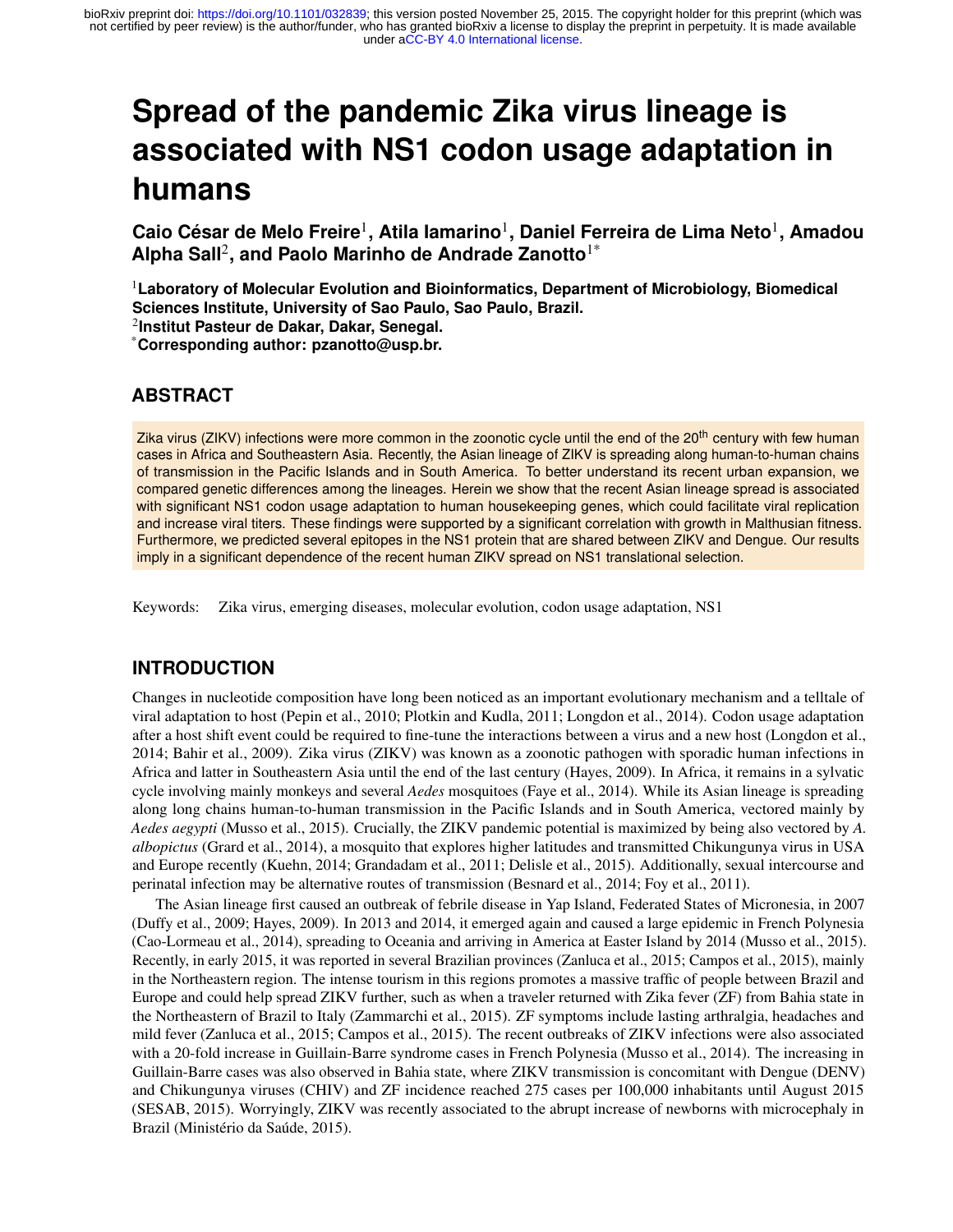# Spread of the pandemic Zika virus lineage is associated with NS1 codon usage adaptation in humans

**Caio César de Melo Freire[1], Atila Iamarino[1], Daniel Ferreira de Lima Neto[1], Amadou Alpha Sall[2], and Paolo Marinho de Andrade Zanotto[1*]**

[1]**Laboratory of Molecular Evolution and Bioinformatics, Department of Microbiology, Biomedical Sciences Institute, University of Sao Paulo, Sao Paulo, Brazil.**
[2]**Institut Pasteur de Dakar, Dakar, Senegal.**
[*]**Corresponding author: pzanotto@usp.br.**

## ABSTRACT

Zika virus (ZIKV) infections were more common in the zoonotic cycle until the end of the 20[th] century with few human cases in Africa and Southeastern Asia. Recently, the Asian lineage of ZIKV is spreading along human-to-human chains of transmission in the Pacific Islands and in South America. To better understand its recent urban expansion, we compared genetic differences among the lineages. Herein we show that the recent Asian lineage spread is associated with significant NS1 codon usage adaptation to human housekeeping genes, which could facilitate viral replication and increase viral titers. These findings were supported by a significant correlation with growth in Malthusian fitness. Furthermore, we predicted several epitopes in the NS1 protein that are shared between ZIKV and Dengue. Our results imply in a significant dependence of the recent human ZIKV spread on NS1 translational selection.

Keywords: Zika virus, emerging diseases, molecular evolution, codon usage adaptation, NS1

## INTRODUCTION

Changes in nucleotide composition have long been noticed as an important evolutionary mechanism and a telltale of viral adaptation to host (Pepin et al., 2010; Plotkin and Kudla, 2011; Longdon et al., 2014). Codon usage adaptation after a host shift event could be required to fine-tune the interactions between a virus and a new host (Longdon et al., 2014; Bahir et al., 2009). Zika virus (ZIKV) was known as a zoonotic pathogen with sporadic human infections in Africa and latter in Southeastern Asia until the end of the last century (Hayes, 2009). In Africa, it remains in a sylvatic cycle involving mainly monkeys and several *Aedes* mosquitoes (Faye et al., 2014). While its Asian lineage is spreading along long chains human-to-human transmission in the Pacific Islands and in South America, vectored mainly by *Aedes aegypti* (Musso et al., 2015). Crucially, the ZIKV pandemic potential is maximized by being also vectored by *A. albopictus* (Grard et al., 2014), a mosquito that explores higher latitudes and transmitted Chikungunya virus in USA and Europe recently (Kuehn, 2014; Grandadam et al., 2011; Delisle et al., 2015). Additionally, sexual intercourse and perinatal infection may be alternative routes of transmission (Besnard et al., 2014; Foy et al., 2011).

The Asian lineage first caused an outbreak of febrile disease in Yap Island, Federated States of Micronesia, in 2007 (Duffy et al., 2009; Hayes, 2009). In 2013 and 2014, it emerged again and caused a large epidemic in French Polynesia (Cao-Lormeau et al., 2014), spreading to Oceania and arriving in America at Easter Island by 2014 (Musso et al., 2015). Recently, in early 2015, it was reported in several Brazilian provinces (Zanluca et al., 2015; Campos et al., 2015), mainly in the Northeastern region. The intense tourism in this regions promotes a massive traffic of people between Brazil and Europe and could help spread ZIKV further, such as when a traveler returned with Zika fever (ZF) from Bahia state in the Northeastern of Brazil to Italy (Zammarchi et al., 2015). ZF symptoms include lasting arthralgia, headaches and mild fever (Zanluca et al., 2015; Campos et al., 2015). The recent outbreaks of ZIKV infections were also associated with a 20-fold increase in Guillain-Barre syndrome cases in French Polynesia (Musso et al., 2014). The increasing in Guillain-Barre cases was also observed in Bahia state, where ZIKV transmission is concomitant with Dengue (DENV) and Chikungunya viruses (CHIV) and ZF incidence reached 275 cases per 100,000 inhabitants until August 2015 (SESAB, 2015). Worryingly, ZIKV was recently associated to the abrupt increase of newborns with microcephaly in Brazil (Ministério da Saúde, 2015).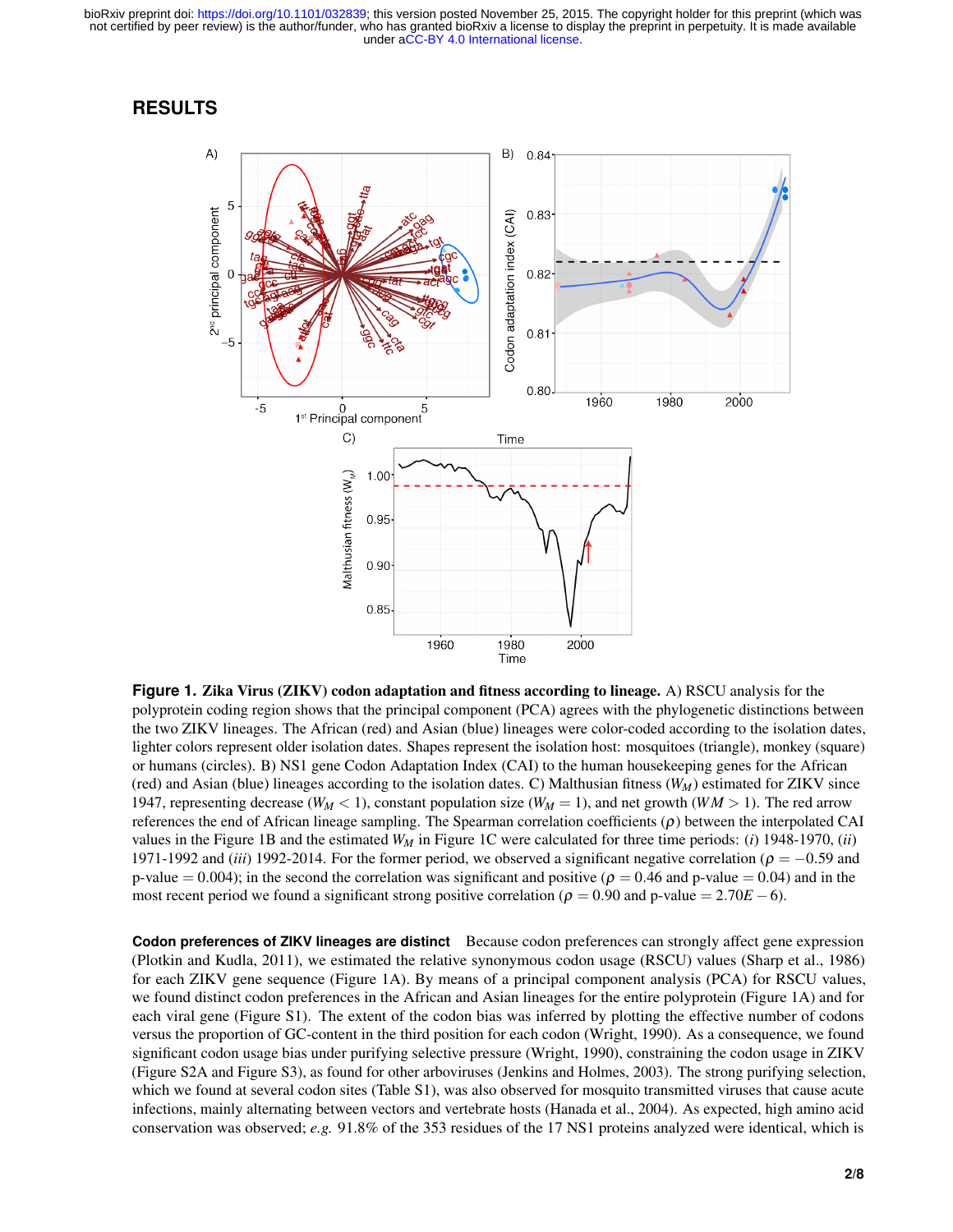## RESULTS

**Figure 1. Zika Virus (ZIKV) codon adaptation and fitness according to lineage.** A) RSCU analysis for the polyprotein coding region shows that the principal component (PCA) agrees with the phylogenetic distinctions between the two ZIKV lineages. The African (red) and Asian (blue) lineages were color-coded according to the isolation dates, lighter colors represent older isolation dates. Shapes represent the isolation host: mosquitoes (triangle), monkey (square) or humans (circles). B) NS1 gene Codon Adaptation Index (CAI) to the human housekeeping genes for the African (red) and Asian (blue) lineages according to the isolation dates. C) Malthusian fitness ($W_M$) estimated for ZIKV since 1947, representing decrease ($W_M < 1$), constant population size ($W_M = 1$), and net growth ($WM > 1$). The red arrow references the end of African lineage sampling. The Spearman correlation coefficients ($\rho$) between the interpolated CAI values in the Figure 1B and the estimated $W_M$ in Figure 1C were calculated for three time periods: (*i*) 1948-1970, (*ii*) 1971-1992 and (*iii*) 1992-2014. For the former period, we observed a significant negative correlation ($\rho = -0.59$ and p-value $= 0.004$); in the second the correlation was significant and positive ($\rho = 0.46$ and p-value $= 0.04$) and in the most recent period we found a significant strong positive correlation ($\rho = 0.90$ and p-value $= 2.70E-6$).

**Codon preferences of ZIKV lineages are distinct** Because codon preferences can strongly affect gene expression (Plotkin and Kudla, 2011), we estimated the relative synonymous codon usage (RSCU) values (Sharp et al., 1986) for each ZIKV gene sequence (Figure 1A). By means of a principal component analysis (PCA) for RSCU values, we found distinct codon preferences in the African and Asian lineages for the entire polyprotein (Figure 1A) and for each viral gene (Figure S1). The extent of the codon bias was inferred by plotting the effective number of codons versus the proportion of GC-content in the third position for each codon (Wright, 1990). As a consequence, we found significant codon usage bias under purifying selective pressure (Wright, 1990), constraining the codon usage in ZIKV (Figure S2A and Figure S3), as found for other arboviruses (Jenkins and Holmes, 2003). The strong purifying selection, which we found at several codon sites (Table S1), was also observed for mosquito transmitted viruses that cause acute infections, mainly alternating between vectors and vertebrate hosts (Hanada et al., 2004). As expected, high amino acid conservation was observed; *e.g.* 91.8% of the 353 residues of the 17 NS1 proteins analyzed were identical, which is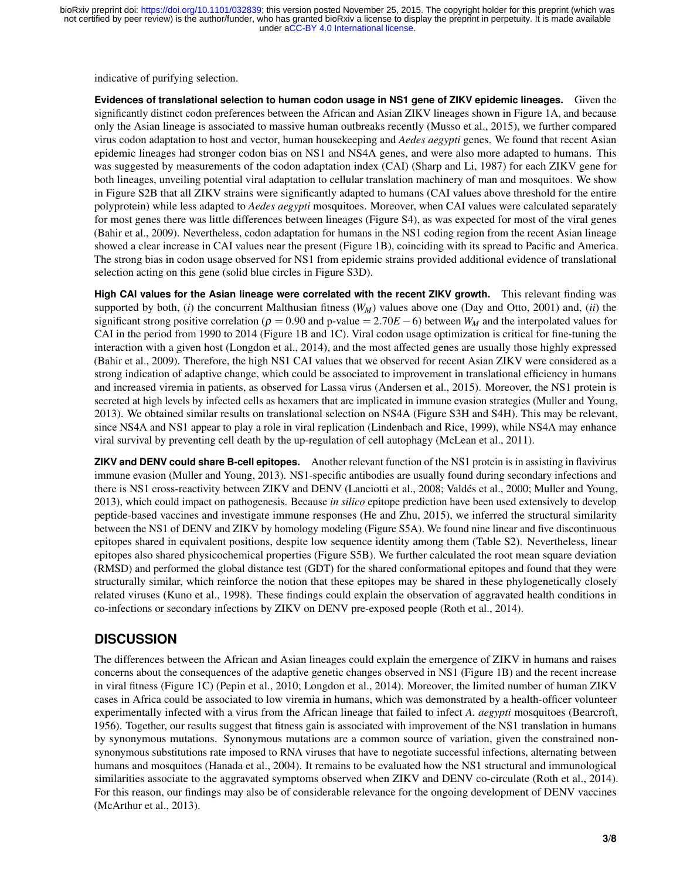indicative of purifying selection.

**Evidences of translational selection to human codon usage in NS1 gene of ZIKV epidemic lineages.** Given the significantly distinct codon preferences between the African and Asian ZIKV lineages shown in Figure 1A, and because only the Asian lineage is associated to massive human outbreaks recently (Musso et al., 2015), we further compared virus codon adaptation to host and vector, human housekeeping and *Aedes aegypti* genes. We found that recent Asian epidemic lineages had stronger codon bias on NS1 and NS4A genes, and were also more adapted to humans. This was suggested by measurements of the codon adaptation index (CAI) (Sharp and Li, 1987) for each ZIKV gene for both lineages, unveiling potential viral adaptation to cellular translation machinery of man and mosquitoes. We show in Figure S2B that all ZIKV strains were significantly adapted to humans (CAI values above threshold for the entire polyprotein) while less adapted to *Aedes aegypti* mosquitoes. Moreover, when CAI values were calculated separately for most genes there was little differences between lineages (Figure S4), as was expected for most of the viral genes (Bahir et al., 2009). Nevertheless, codon adaptation for humans in the NS1 coding region from the recent Asian lineage showed a clear increase in CAI values near the present (Figure 1B), coinciding with its spread to Pacific and America. The strong bias in codon usage observed for NS1 from epidemic strains provided additional evidence of translational selection acting on this gene (solid blue circles in Figure S3D).

**High CAI values for the Asian lineage were correlated with the recent ZIKV growth.** This relevant finding was supported by both, (*i*) the concurrent Malthusian fitness ($W_M$) values above one (Day and Otto, 2001) and, (*ii*) the significant strong positive correlation ($\rho = 0.90$ and p-value $= 2.70E-6$) between $W_M$ and the interpolated values for CAI in the period from 1990 to 2014 (Figure 1B and 1C). Viral codon usage optimization is critical for fine-tuning the interaction with a given host (Longdon et al., 2014), and the most affected genes are usually those highly expressed (Bahir et al., 2009). Therefore, the high NS1 CAI values that we observed for recent Asian ZIKV were considered as a strong indication of adaptive change, which could be associated to improvement in translational efficiency in humans and increased viremia in patients, as observed for Lassa virus (Andersen et al., 2015). Moreover, the NS1 protein is secreted at high levels by infected cells as hexamers that are implicated in immune evasion strategies (Muller and Young, 2013). We obtained similar results on translational selection on NS4A (Figure S3H and S4H). This may be relevant, since NS4A and NS1 appear to play a role in viral replication (Lindenbach and Rice, 1999), while NS4A may enhance viral survival by preventing cell death by the up-regulation of cell autophagy (McLean et al., 2011).

**ZIKV and DENV could share B-cell epitopes.** Another relevant function of the NS1 protein is in assisting in flavivirus immune evasion (Muller and Young, 2013). NS1-specific antibodies are usually found during secondary infections and there is NS1 cross-reactivity between ZIKV and DENV (Lanciotti et al., 2008; Valdés et al., 2000; Muller and Young, 2013), which could impact on pathogenesis. Because *in silico* epitope prediction have been used extensively to develop peptide-based vaccines and investigate immune responses (He and Zhu, 2015), we inferred the structural similarity between the NS1 of DENV and ZIKV by homology modeling (Figure S5A). We found nine linear and five discontinuous epitopes shared in equivalent positions, despite low sequence identity among them (Table S2). Nevertheless, linear epitopes also shared physicochemical properties (Figure S5B). We further calculated the root mean square deviation (RMSD) and performed the global distance test (GDT) for the shared conformational epitopes and found that they were structurally similar, which reinforce the notion that these epitopes may be shared in these phylogenetically closely related viruses (Kuno et al., 1998). These findings could explain the observation of aggravated health conditions in co-infections or secondary infections by ZIKV on DENV pre-exposed people (Roth et al., 2014).

## DISCUSSION

The differences between the African and Asian lineages could explain the emergence of ZIKV in humans and raises concerns about the consequences of the adaptive genetic changes observed in NS1 (Figure 1B) and the recent increase in viral fitness (Figure 1C) (Pepin et al., 2010; Longdon et al., 2014). Moreover, the limited number of human ZIKV cases in Africa could be associated to low viremia in humans, which was demonstrated by a health-officer volunteer experimentally infected with a virus from the African lineage that failed to infect *A. aegypti* mosquitoes (Bearcroft, 1956). Together, our results suggest that fitness gain is associated with improvement of the NS1 translation in humans by synonymous mutations. Synonymous mutations are a common source of variation, given the constrained non-synonymous substitutions rate imposed to RNA viruses that have to negotiate successful infections, alternating between humans and mosquitoes (Hanada et al., 2004). It remains to be evaluated how the NS1 structural and immunological similarities associate to the aggravated symptoms observed when ZIKV and DENV co-circulate (Roth et al., 2014). For this reason, our findings may also be of considerable relevance for the ongoing development of DENV vaccines (McArthur et al., 2013).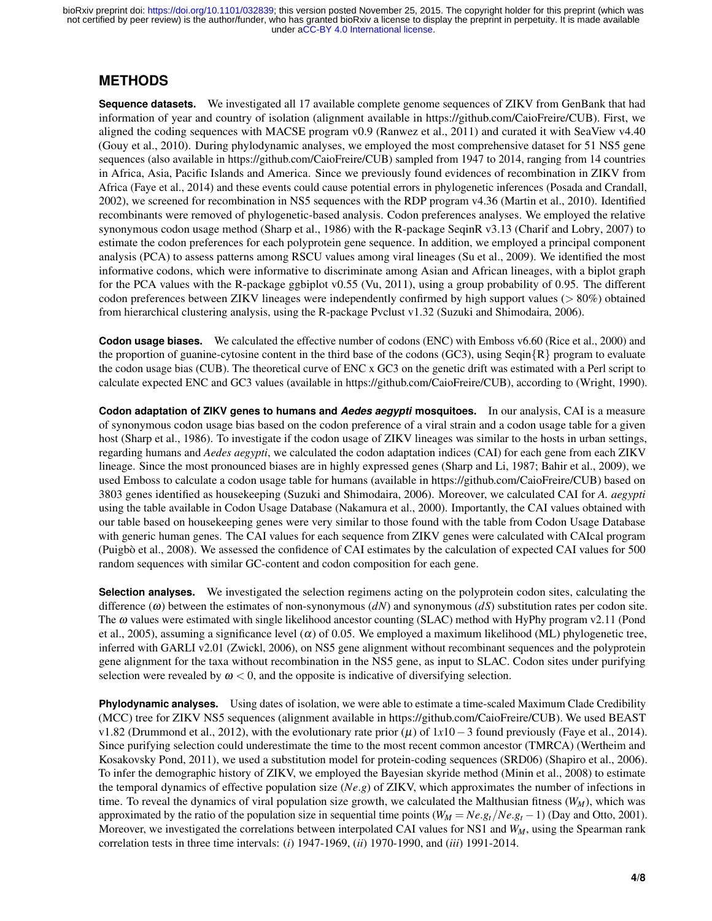## METHODS

**Sequence datasets.** We investigated all 17 available complete genome sequences of ZIKV from GenBank that had information of year and country of isolation (alignment available in https://github.com/CaioFreire/CUB). First, we aligned the coding sequences with MACSE program v0.9 (Ranwez et al., 2011) and curated it with SeaView v4.40 (Gouy et al., 2010). During phylodynamic analyses, we employed the most comprehensive dataset for 51 NS5 gene sequences (also available in https://github.com/CaioFreire/CUB) sampled from 1947 to 2014, ranging from 14 countries in Africa, Asia, Pacific Islands and America. Since we previously found evidences of recombination in ZIKV from Africa (Faye et al., 2014) and these events could cause potential errors in phylogenetic inferences (Posada and Crandall, 2002), we screened for recombination in NS5 sequences with the RDP program v4.36 (Martin et al., 2010). Identified recombinants were removed of phylogenetic-based analysis. Codon preferences analyses. We employed the relative synonymous codon usage method (Sharp et al., 1986) with the R-package SeqinR v3.13 (Charif and Lobry, 2007) to estimate the codon preferences for each polyprotein gene sequence. In addition, we employed a principal component analysis (PCA) to assess patterns among RSCU values among viral lineages (Su et al., 2009). We identified the most informative codons, which were informative to discriminate among Asian and African lineages, with a biplot graph for the PCA values with the R-package ggbiplot v0.55 (Vu, 2011), using a group probability of 0.95. The different codon preferences between ZIKV lineages were independently confirmed by high support values ($> 80\%$) obtained from hierarchical clustering analysis, using the R-package Pvclust v1.32 (Suzuki and Shimodaira, 2006).

**Codon usage biases.** We calculated the effective number of codons (ENC) with Emboss v6.60 (Rice et al., 2000) and the proportion of guanine-cytosine content in the third base of the codons (GC3), using Seqin{R} program to evaluate the codon usage bias (CUB). The theoretical curve of ENC x GC3 on the genetic drift was estimated with a Perl script to calculate expected ENC and GC3 values (available in https://github.com/CaioFreire/CUB), according to (Wright, 1990).

**Codon adaptation of ZIKV genes to humans and *Aedes aegypti* mosquitoes.** In our analysis, CAI is a measure of synonymous codon usage bias based on the codon preference of a viral strain and a codon usage table for a given host (Sharp et al., 1986). To investigate if the codon usage of ZIKV lineages was similar to the hosts in urban settings, regarding humans and *Aedes aegypti*, we calculated the codon adaptation indices (CAI) for each gene from each ZIKV lineage. Since the most pronounced biases are in highly expressed genes (Sharp and Li, 1987; Bahir et al., 2009), we used Emboss to calculate a codon usage table for humans (available in https://github.com/CaioFreire/CUB) based on 3803 genes identified as housekeeping (Suzuki and Shimodaira, 2006). Moreover, we calculated CAI for *A. aegypti* using the table available in Codon Usage Database (Nakamura et al., 2000). Importantly, the CAI values obtained with our table based on housekeeping genes were very similar to those found with the table from Codon Usage Database with generic human genes. The CAI values for each sequence from ZIKV genes were calculated with CAIcal program (Puigbò et al., 2008). We assessed the confidence of CAI estimates by the calculation of expected CAI values for 500 random sequences with similar GC-content and codon composition for each gene.

**Selection analyses.** We investigated the selection regimens acting on the polyprotein codon sites, calculating the difference ($\omega$) between the estimates of non-synonymous ($dN$) and synonymous ($dS$) substitution rates per codon site. The $\omega$ values were estimated with single likelihood ancestor counting (SLAC) method with HyPhy program v2.11 (Pond et al., 2005), assuming a significance level ($\alpha$) of 0.05. We employed a maximum likelihood (ML) phylogenetic tree, inferred with GARLI v2.01 (Zwickl, 2006), on NS5 gene alignment without recombinant sequences and the polyprotein gene alignment for the taxa without recombination in the NS5 gene, as input to SLAC. Codon sites under purifying selection were revealed by $\omega < 0$, and the opposite is indicative of diversifying selection.

**Phylodynamic analyses.** Using dates of isolation, we were able to estimate a time-scaled Maximum Clade Credibility (MCC) tree for ZIKV NS5 sequences (alignment available in https://github.com/CaioFreire/CUB). We used BEAST v1.82 (Drummond et al., 2012), with the evolutionary rate prior ($\mu$) of $1x10-3$ found previously (Faye et al., 2014). Since purifying selection could underestimate the time to the most recent common ancestor (TMRCA) (Wertheim and Kosakovsky Pond, 2011), we used a substitution model for protein-coding sequences (SRD06) (Shapiro et al., 2006). To infer the demographic history of ZIKV, we employed the Bayesian skyride method (Minin et al., 2008) to estimate the temporal dynamics of effective population size ($Ne.g$) of ZIKV, which approximates the number of infections in time. To reveal the dynamics of viral population size growth, we calculated the Malthusian fitness ($W_M$), which was approximated by the ratio of the population size in sequential time points ($W_M = Ne.g_t/Ne.g_t - 1$) (Day and Otto, 2001). Moreover, we investigated the correlations between interpolated CAI values for NS1 and $W_M$, using the Spearman rank correlation tests in three time intervals: (*i*) 1947-1969, (*ii*) 1970-1990, and (*iii*) 1991-2014.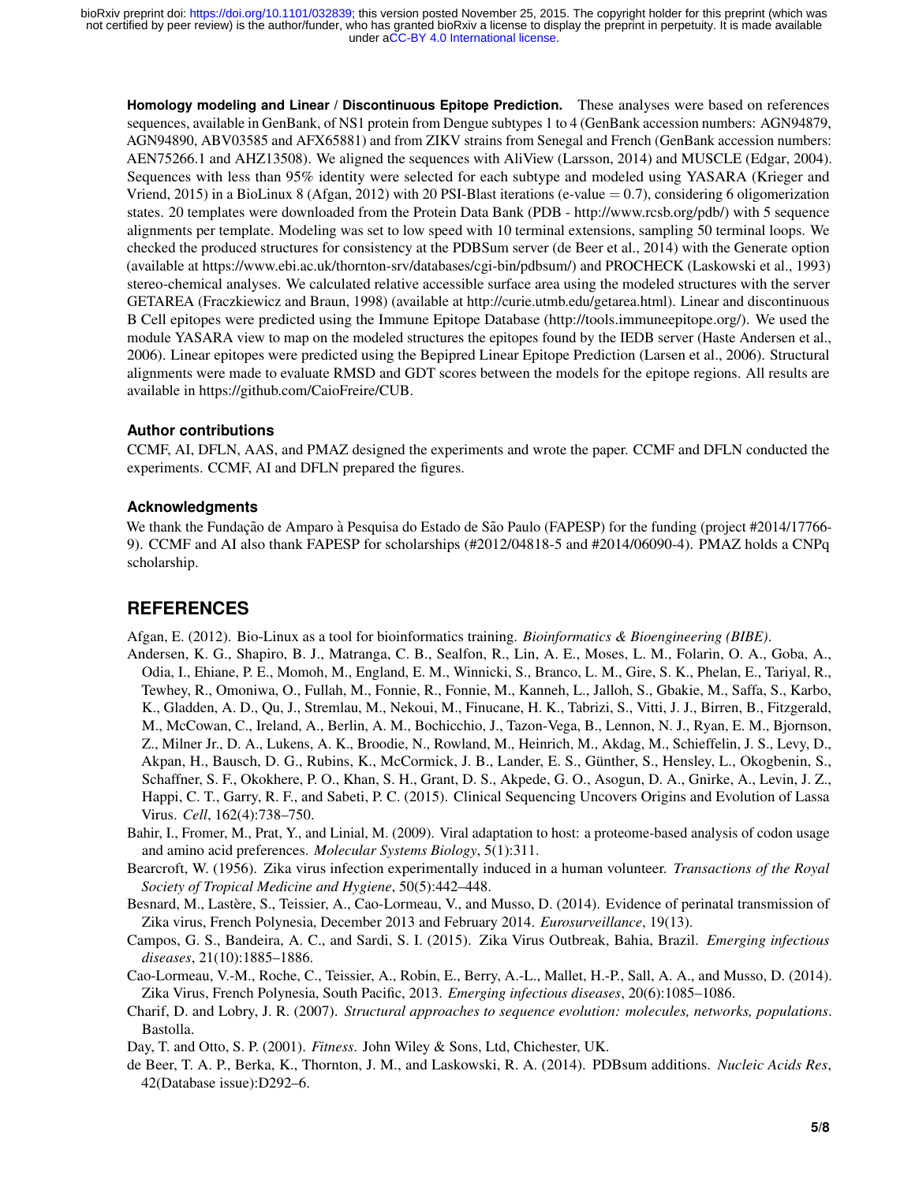**Homology modeling and Linear / Discontinuous Epitope Prediction.** These analyses were based on references sequences, available in GenBank, of NS1 protein from Dengue subtypes 1 to 4 (GenBank accession numbers: AGN94879, AGN94890, ABV03585 and AFX65881) and from ZIKV strains from Senegal and French (GenBank accession numbers: AEN75266.1 and AHZ13508). We aligned the sequences with AliView (Larsson, 2014) and MUSCLE (Edgar, 2004). Sequences with less than 95% identity were selected for each subtype and modeled using YASARA (Krieger and Vriend, 2015) in a BioLinux 8 (Afgan, 2012) with 20 PSI-Blast iterations (e-value = 0.7), considering 6 oligomerization states. 20 templates were downloaded from the Protein Data Bank (PDB - http://www.rcsb.org/pdb/) with 5 sequence alignments per template. Modeling was set to low speed with 10 terminal extensions, sampling 50 terminal loops. We checked the produced structures for consistency at the PDBSum server (de Beer et al., 2014) with the Generate option (available at https://www.ebi.ac.uk/thornton-srv/databases/cgi-bin/pdbsum/) and PROCHECK (Laskowski et al., 1993) stereo-chemical analyses. We calculated relative accessible surface area using the modeled structures with the server GETAREA (Fraczkiewicz and Braun, 1998) (available at http://curie.utmb.edu/getarea.html). Linear and discontinuous B Cell epitopes were predicted using the Immune Epitope Database (http://tools.immuneepitope.org/). We used the module YASARA view to map on the modeled structures the epitopes found by the IEDB server (Haste Andersen et al., 2006). Linear epitopes were predicted using the Bepipred Linear Epitope Prediction (Larsen et al., 2006). Structural alignments were made to evaluate RMSD and GDT scores between the models for the epitope regions. All results are available in https://github.com/CaioFreire/CUB.

### Author contributions

CCMF, AI, DFLN, AAS, and PMAZ designed the experiments and wrote the paper. CCMF and DFLN conducted the experiments. CCMF, AI and DFLN prepared the figures.

### Acknowledgments

We thank the Fundação de Amparo à Pesquisa do Estado de São Paulo (FAPESP) for the funding (project #2014/17766-9). CCMF and AI also thank FAPESP for scholarships (#2012/04818-5 and #2014/06090-4). PMAZ holds a CNPq scholarship.

## REFERENCES

Afgan, E. (2012). Bio-Linux as a tool for bioinformatics training. *Bioinformatics & Bioengineering (BIBE)*.

Andersen, K. G., Shapiro, B. J., Matranga, C. B., Sealfon, R., Lin, A. E., Moses, L. M., Folarin, O. A., Goba, A., Odia, I., Ehiane, P. E., Momoh, M., England, E. M., Winnicki, S., Branco, L. M., Gire, S. K., Phelan, E., Tariyal, R., Tewhey, R., Omoniwa, O., Fullah, M., Fonnie, R., Fonnie, M., Kanneh, L., Jalloh, S., Gbakie, M., Saffa, S., Karbo, K., Gladden, A. D., Qu, J., Stremlau, M., Nekoui, M., Finucane, H. K., Tabrizi, S., Vitti, J. J., Birren, B., Fitzgerald, M., McCowan, C., Ireland, A., Berlin, A. M., Bochicchio, J., Tazon-Vega, B., Lennon, N. J., Ryan, E. M., Bjornson, Z., Milner Jr., D. A., Lukens, A. K., Broodie, N., Rowland, M., Heinrich, M., Akdag, M., Schieffelin, J. S., Levy, D., Akpan, H., Bausch, D. G., Rubins, K., McCormick, J. B., Lander, E. S., Günther, S., Hensley, L., Okogbenin, S., Schaffner, S. F., Okokhere, P. O., Khan, S. H., Grant, D. S., Akpede, G. O., Asogun, D. A., Gnirke, A., Levin, J. Z., Happi, C. T., Garry, R. F., and Sabeti, P. C. (2015). Clinical Sequencing Uncovers Origins and Evolution of Lassa Virus. *Cell*, 162(4):738–750.

Bahir, I., Fromer, M., Prat, Y., and Linial, M. (2009). Viral adaptation to host: a proteome-based analysis of codon usage and amino acid preferences. *Molecular Systems Biology*, 5(1):311.

Bearcroft, W. (1956). Zika virus infection experimentally induced in a human volunteer. *Transactions of the Royal Society of Tropical Medicine and Hygiene*, 50(5):442–448.

Besnard, M., Lastère, S., Teissier, A., Cao-Lormeau, V., and Musso, D. (2014). Evidence of perinatal transmission of Zika virus, French Polynesia, December 2013 and February 2014. *Eurosurveillance*, 19(13).

Campos, G. S., Bandeira, A. C., and Sardi, S. I. (2015). Zika Virus Outbreak, Bahia, Brazil. *Emerging infectious diseases*, 21(10):1885–1886.

Cao-Lormeau, V.-M., Roche, C., Teissier, A., Robin, E., Berry, A.-L., Mallet, H.-P., Sall, A. A., and Musso, D. (2014). Zika Virus, French Polynesia, South Pacific, 2013. *Emerging infectious diseases*, 20(6):1085–1086.

Charif, D. and Lobry, J. R. (2007). *Structural approaches to sequence evolution: molecules, networks, populations*. Bastolla.

Day, T. and Otto, S. P. (2001). *Fitness*. John Wiley & Sons, Ltd, Chichester, UK.

de Beer, T. A. P., Berka, K., Thornton, J. M., and Laskowski, R. A. (2014). PDBsum additions. *Nucleic Acids Res*, 42(Database issue):D292–6.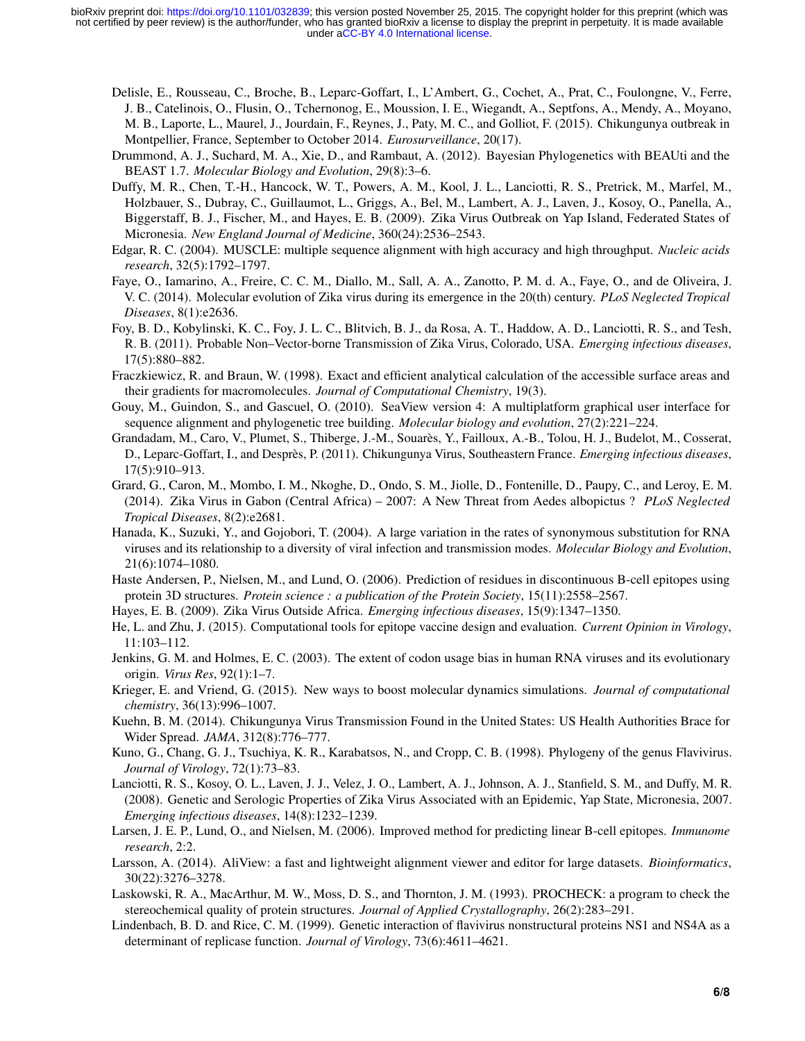Delisle, E., Rousseau, C., Broche, B., Leparc-Goffart, I., L'Ambert, G., Cochet, A., Prat, C., Foulongne, V., Ferre, J. B., Catelinois, O., Flusin, O., Tchernonog, E., Moussion, I. E., Wiegandt, A., Septfons, A., Mendy, A., Moyano, M. B., Laporte, L., Maurel, J., Jourdain, F., Reynes, J., Paty, M. C., and Golliot, F. (2015). Chikungunya outbreak in Montpellier, France, September to October 2014. *Eurosurveillance*, 20(17).

Drummond, A. J., Suchard, M. A., Xie, D., and Rambaut, A. (2012). Bayesian Phylogenetics with BEAUti and the BEAST 1.7. *Molecular Biology and Evolution*, 29(8):3–6.

Duffy, M. R., Chen, T.-H., Hancock, W. T., Powers, A. M., Kool, J. L., Lanciotti, R. S., Pretrick, M., Marfel, M., Holzbauer, S., Dubray, C., Guillaumot, L., Griggs, A., Bel, M., Lambert, A. J., Laven, J., Kosoy, O., Panella, A., Biggerstaff, B. J., Fischer, M., and Hayes, E. B. (2009). Zika Virus Outbreak on Yap Island, Federated States of Micronesia. *New England Journal of Medicine*, 360(24):2536–2543.

Edgar, R. C. (2004). MUSCLE: multiple sequence alignment with high accuracy and high throughput. *Nucleic acids research*, 32(5):1792–1797.

Faye, O., Iamarino, A., Freire, C. C. M., Diallo, M., Sall, A. A., Zanotto, P. M. d. A., Faye, O., and de Oliveira, J. V. C. (2014). Molecular evolution of Zika virus during its emergence in the 20(th) century. *PLoS Neglected Tropical Diseases*, 8(1):e2636.

Foy, B. D., Kobylinski, K. C., Foy, J. L. C., Blitvich, B. J., da Rosa, A. T., Haddow, A. D., Lanciotti, R. S., and Tesh, R. B. (2011). Probable Non–Vector-borne Transmission of Zika Virus, Colorado, USA. *Emerging infectious diseases*, 17(5):880–882.

Fraczkiewicz, R. and Braun, W. (1998). Exact and efficient analytical calculation of the accessible surface areas and their gradients for macromolecules. *Journal of Computational Chemistry*, 19(3).

Gouy, M., Guindon, S., and Gascuel, O. (2010). SeaView version 4: A multiplatform graphical user interface for sequence alignment and phylogenetic tree building. *Molecular biology and evolution*, 27(2):221–224.

Grandadam, M., Caro, V., Plumet, S., Thiberge, J.-M., Souarès, Y., Failloux, A.-B., Tolou, H. J., Budelot, M., Cosserat, D., Leparc-Goffart, I., and Desprès, P. (2011). Chikungunya Virus, Southeastern France. *Emerging infectious diseases*, 17(5):910–913.

Grard, G., Caron, M., Mombo, I. M., Nkoghe, D., Ondo, S. M., Jiolle, D., Fontenille, D., Paupy, C., and Leroy, E. M. (2014). Zika Virus in Gabon (Central Africa) – 2007: A New Threat from Aedes albopictus ? *PLoS Neglected Tropical Diseases*, 8(2):e2681.

Hanada, K., Suzuki, Y., and Gojobori, T. (2004). A large variation in the rates of synonymous substitution for RNA viruses and its relationship to a diversity of viral infection and transmission modes. *Molecular Biology and Evolution*, 21(6):1074–1080.

Haste Andersen, P., Nielsen, M., and Lund, O. (2006). Prediction of residues in discontinuous B-cell epitopes using protein 3D structures. *Protein science : a publication of the Protein Society*, 15(11):2558–2567.

Hayes, E. B. (2009). Zika Virus Outside Africa. *Emerging infectious diseases*, 15(9):1347–1350.

He, L. and Zhu, J. (2015). Computational tools for epitope vaccine design and evaluation. *Current Opinion in Virology*, 11:103–112.

Jenkins, G. M. and Holmes, E. C. (2003). The extent of codon usage bias in human RNA viruses and its evolutionary origin. *Virus Res*, 92(1):1–7.

Krieger, E. and Vriend, G. (2015). New ways to boost molecular dynamics simulations. *Journal of computational chemistry*, 36(13):996–1007.

Kuehn, B. M. (2014). Chikungunya Virus Transmission Found in the United States: US Health Authorities Brace for Wider Spread. *JAMA*, 312(8):776–777.

Kuno, G., Chang, G. J., Tsuchiya, K. R., Karabatsos, N., and Cropp, C. B. (1998). Phylogeny of the genus Flavivirus. *Journal of Virology*, 72(1):73–83.

Lanciotti, R. S., Kosoy, O. L., Laven, J. J., Velez, J. O., Lambert, A. J., Johnson, A. J., Stanfield, S. M., and Duffy, M. R. (2008). Genetic and Serologic Properties of Zika Virus Associated with an Epidemic, Yap State, Micronesia, 2007. *Emerging infectious diseases*, 14(8):1232–1239.

Larsen, J. E. P., Lund, O., and Nielsen, M. (2006). Improved method for predicting linear B-cell epitopes. *Immunome research*, 2:2.

Larsson, A. (2014). AliView: a fast and lightweight alignment viewer and editor for large datasets. *Bioinformatics*, 30(22):3276–3278.

Laskowski, R. A., MacArthur, M. W., Moss, D. S., and Thornton, J. M. (1993). PROCHECK: a program to check the stereochemical quality of protein structures. *Journal of Applied Crystallography*, 26(2):283–291.

Lindenbach, B. D. and Rice, C. M. (1999). Genetic interaction of flavivirus nonstructural proteins NS1 and NS4A as a determinant of replicase function. *Journal of Virology*, 73(6):4611–4621.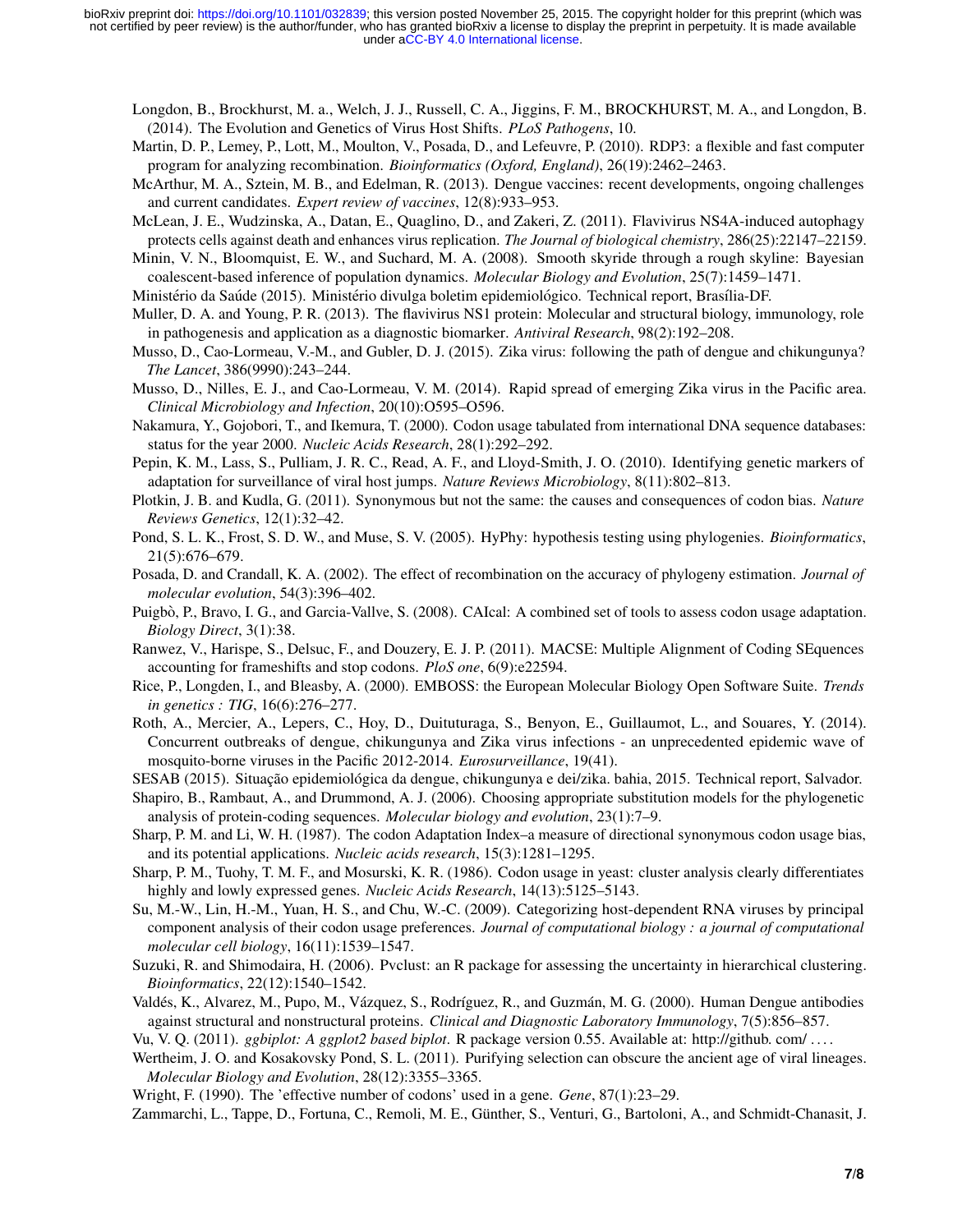Longdon, B., Brockhurst, M. a., Welch, J. J., Russell, C. A., Jiggins, F. M., BROCKHURST, M. A., and Longdon, B. (2014). The Evolution and Genetics of Virus Host Shifts. *PLoS Pathogens*, 10.

Martin, D. P., Lemey, P., Lott, M., Moulton, V., Posada, D., and Lefeuvre, P. (2010). RDP3: a flexible and fast computer program for analyzing recombination. *Bioinformatics (Oxford, England)*, 26(19):2462–2463.

McArthur, M. A., Sztein, M. B., and Edelman, R. (2013). Dengue vaccines: recent developments, ongoing challenges and current candidates. *Expert review of vaccines*, 12(8):933–953.

McLean, J. E., Wudzinska, A., Datan, E., Quaglino, D., and Zakeri, Z. (2011). Flavivirus NS4A-induced autophagy protects cells against death and enhances virus replication. *The Journal of biological chemistry*, 286(25):22147–22159.

Minin, V. N., Bloomquist, E. W., and Suchard, M. A. (2008). Smooth skyride through a rough skyline: Bayesian coalescent-based inference of population dynamics. *Molecular Biology and Evolution*, 25(7):1459–1471.

Ministério da Saúde (2015). Ministério divulga boletim epidemiológico. Technical report, Brasília-DF.

Muller, D. A. and Young, P. R. (2013). The flavivirus NS1 protein: Molecular and structural biology, immunology, role in pathogenesis and application as a diagnostic biomarker. *Antiviral Research*, 98(2):192–208.

Musso, D., Cao-Lormeau, V.-M., and Gubler, D. J. (2015). Zika virus: following the path of dengue and chikungunya? *The Lancet*, 386(9990):243–244.

Musso, D., Nilles, E. J., and Cao-Lormeau, V. M. (2014). Rapid spread of emerging Zika virus in the Pacific area. *Clinical Microbiology and Infection*, 20(10):O595–O596.

Nakamura, Y., Gojobori, T., and Ikemura, T. (2000). Codon usage tabulated from international DNA sequence databases: status for the year 2000. *Nucleic Acids Research*, 28(1):292–292.

Pepin, K. M., Lass, S., Pulliam, J. R. C., Read, A. F., and Lloyd-Smith, J. O. (2010). Identifying genetic markers of adaptation for surveillance of viral host jumps. *Nature Reviews Microbiology*, 8(11):802–813.

Plotkin, J. B. and Kudla, G. (2011). Synonymous but not the same: the causes and consequences of codon bias. *Nature Reviews Genetics*, 12(1):32–42.

Pond, S. L. K., Frost, S. D. W., and Muse, S. V. (2005). HyPhy: hypothesis testing using phylogenies. *Bioinformatics*, 21(5):676–679.

Posada, D. and Crandall, K. A. (2002). The effect of recombination on the accuracy of phylogeny estimation. *Journal of molecular evolution*, 54(3):396–402.

Puigbò, P., Bravo, I. G., and Garcia-Vallve, S. (2008). CAIcal: A combined set of tools to assess codon usage adaptation. *Biology Direct*, 3(1):38.

Ranwez, V., Harispe, S., Delsuc, F., and Douzery, E. J. P. (2011). MACSE: Multiple Alignment of Coding SEquences accounting for frameshifts and stop codons. *PloS one*, 6(9):e22594.

Rice, P., Longden, I., and Bleasby, A. (2000). EMBOSS: the European Molecular Biology Open Software Suite. *Trends in genetics : TIG*, 16(6):276–277.

Roth, A., Mercier, A., Lepers, C., Hoy, D., Duituturaga, S., Benyon, E., Guillaumot, L., and Souares, Y. (2014). Concurrent outbreaks of dengue, chikungunya and Zika virus infections - an unprecedented epidemic wave of mosquito-borne viruses in the Pacific 2012-2014. *Eurosurveillance*, 19(41).

SESAB (2015). Situação epidemiológica da dengue, chikungunya e dei/zika. bahia, 2015. Technical report, Salvador.

Shapiro, B., Rambaut, A., and Drummond, A. J. (2006). Choosing appropriate substitution models for the phylogenetic analysis of protein-coding sequences. *Molecular biology and evolution*, 23(1):7–9.

Sharp, P. M. and Li, W. H. (1987). The codon Adaptation Index–a measure of directional synonymous codon usage bias, and its potential applications. *Nucleic acids research*, 15(3):1281–1295.

Sharp, P. M., Tuohy, T. M. F., and Mosurski, K. R. (1986). Codon usage in yeast: cluster analysis clearly differentiates highly and lowly expressed genes. *Nucleic Acids Research*, 14(13):5125–5143.

Su, M.-W., Lin, H.-M., Yuan, H. S., and Chu, W.-C. (2009). Categorizing host-dependent RNA viruses by principal component analysis of their codon usage preferences. *Journal of computational biology : a journal of computational molecular cell biology*, 16(11):1539–1547.

Suzuki, R. and Shimodaira, H. (2006). Pvclust: an R package for assessing the uncertainty in hierarchical clustering. *Bioinformatics*, 22(12):1540–1542.

Valdés, K., Alvarez, M., Pupo, M., Vázquez, S., Rodríguez, R., and Guzmán, M. G. (2000). Human Dengue antibodies against structural and nonstructural proteins. *Clinical and Diagnostic Laboratory Immunology*, 7(5):856–857.

Vu, V. Q. (2011). *ggbiplot: A ggplot2 based biplot*. R package version 0.55. Available at: http://github. com/ ....

Wertheim, J. O. and Kosakovsky Pond, S. L. (2011). Purifying selection can obscure the ancient age of viral lineages. *Molecular Biology and Evolution*, 28(12):3355–3365.

Wright, F. (1990). The 'effective number of codons' used in a gene. *Gene*, 87(1):23–29.

Zammarchi, L., Tappe, D., Fortuna, C., Remoli, M. E., Günther, S., Venturi, G., Bartoloni, A., and Schmidt-Chanasit, J.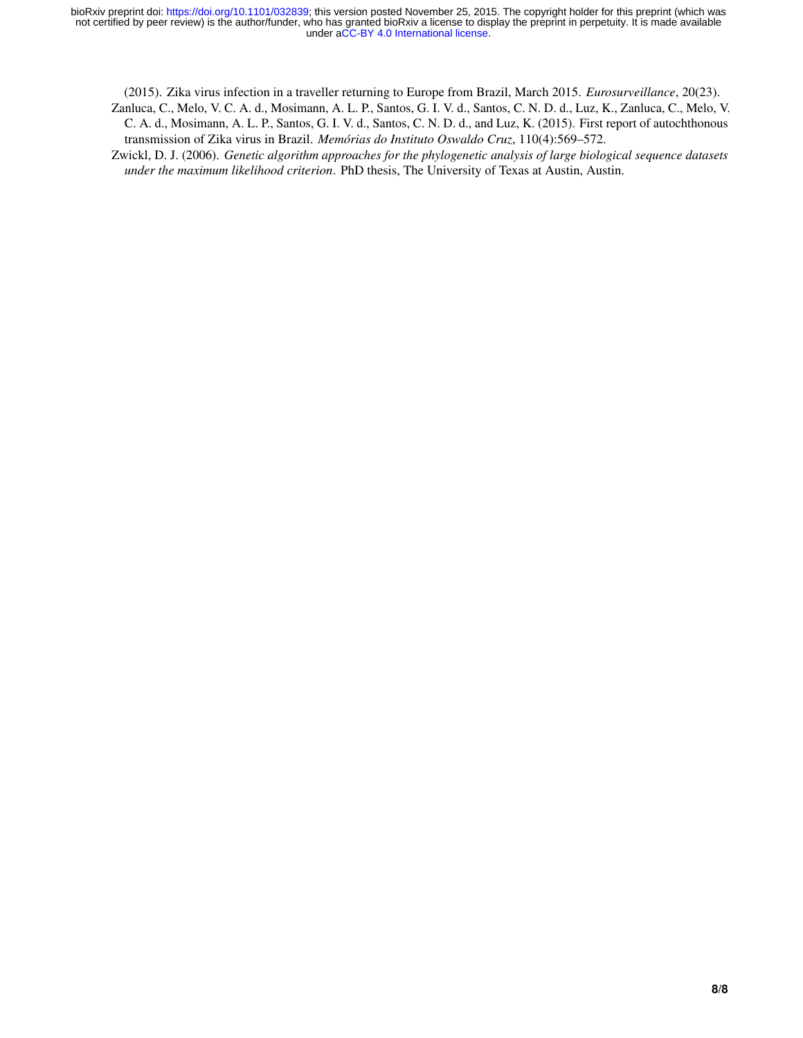(2015). Zika virus infection in a traveller returning to Europe from Brazil, March 2015. *Eurosurveillance*, 20(23).

Zanluca, C., Melo, V. C. A. d., Mosimann, A. L. P., Santos, G. I. V. d., Santos, C. N. D. d., Luz, K., Zanluca, C., Melo, V. C. A. d., Mosimann, A. L. P., Santos, G. I. V. d., Santos, C. N. D. d., and Luz, K. (2015). First report of autochthonous transmission of Zika virus in Brazil. *Memórias do Instituto Oswaldo Cruz*, 110(4):569–572.

Zwickl, D. J. (2006). *Genetic algorithm approaches for the phylogenetic analysis of large biological sequence datasets under the maximum likelihood criterion*. PhD thesis, The University of Texas at Austin, Austin.